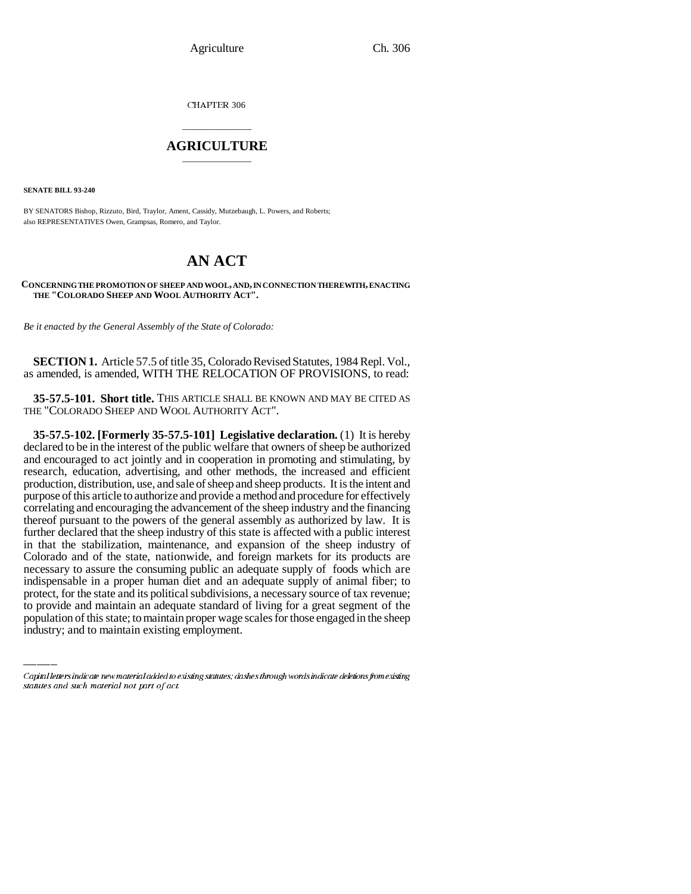CHAPTER 306

# AGRICULTURE

**SENATE BILL 93-240**

BY SENATORS Bishop, Rizzuto, Bird, Traylor, Ament, Cassidy, Mutzebaugh, L. Powers, and Roberts;
also REPRESENTATIVES Owen, Grampsas, Romero, and Taylor.

# AN ACT

**CONCERNING THE PROMOTION OF SHEEP AND WOOL, AND, IN CONNECTION THEREWITH, ENACTING THE "COLORADO SHEEP AND WOOL AUTHORITY ACT".**

*Be it enacted by the General Assembly of the State of Colorado:*

**SECTION 1.** Article 57.5 of title 35, Colorado Revised Statutes, 1984 Repl. Vol., as amended, is amended, WITH THE RELOCATION OF PROVISIONS, to read:

**35-57.5-101. Short title.** THIS ARTICLE SHALL BE KNOWN AND MAY BE CITED AS THE "COLORADO SHEEP AND WOOL AUTHORITY ACT".

**35-57.5-102. [Formerly 35-57.5-101] Legislative declaration.** (1) It is hereby declared to be in the interest of the public welfare that owners of sheep be authorized and encouraged to act jointly and in cooperation in promoting and stimulating, by research, education, advertising, and other methods, the increased and efficient production, distribution, use, and sale of sheep and sheep products. It is the intent and purpose of this article to authorize and provide a method and procedure for effectively correlating and encouraging the advancement of the sheep industry and the financing thereof pursuant to the powers of the general assembly as authorized by law. It is further declared that the sheep industry of this state is affected with a public interest in that the stabilization, maintenance, and expansion of the sheep industry of Colorado and of the state, nationwide, and foreign markets for its products are necessary to assure the consuming public an adequate supply of foods which are indispensable in a proper human diet and an adequate supply of animal fiber; to protect, for the state and its political subdivisions, a necessary source of tax revenue; to provide and maintain an adequate standard of living for a great segment of the population of this state; to maintain proper wage scales for those engaged in the sheep industry; and to maintain existing employment.

Capital letters indicate new material added to existing statutes; dashes through words indicate deletions from existing statutes and such material not part of act.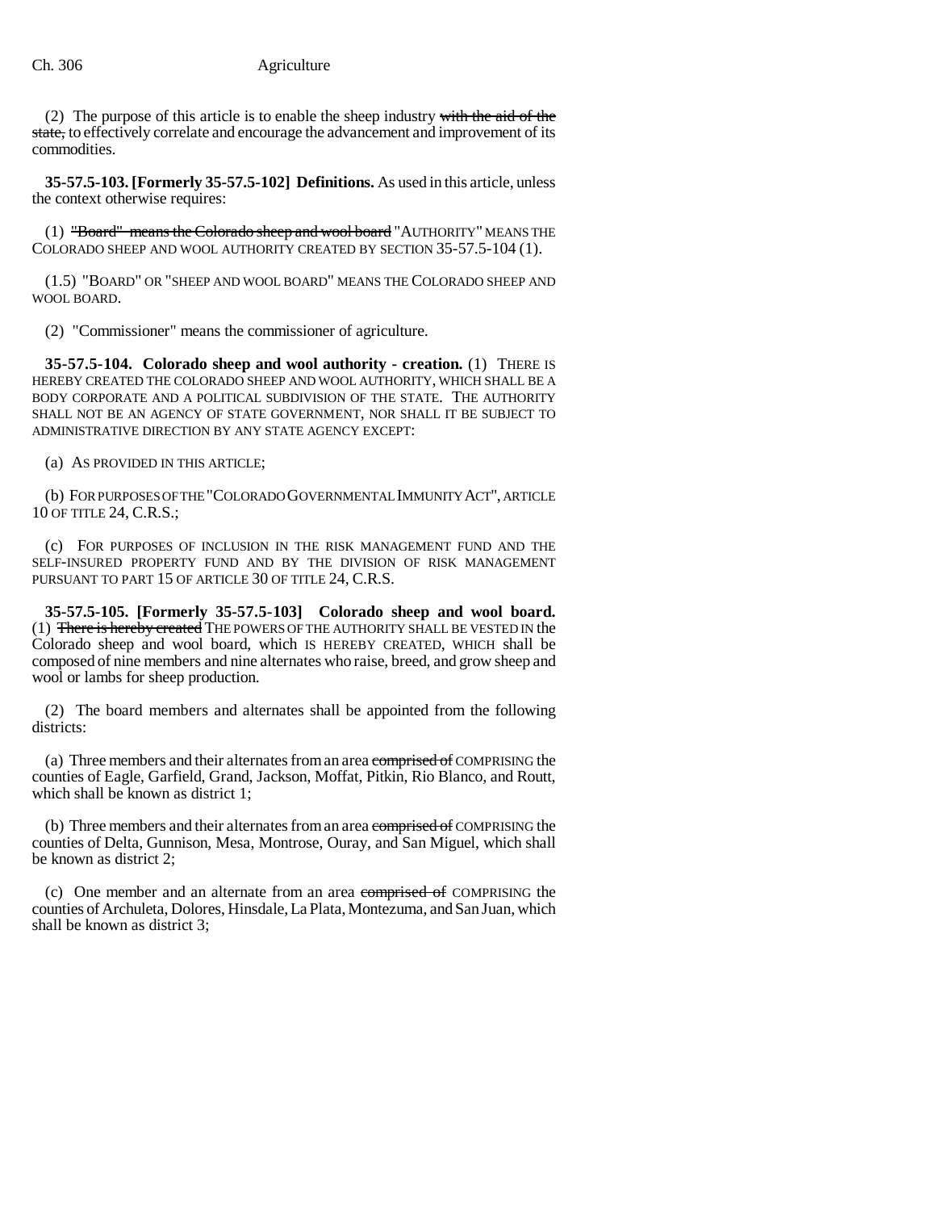(2) The purpose of this article is to enable the sheep industry ~~with the aid of the state,~~ to effectively correlate and encourage the advancement and improvement of its commodities.

**35-57.5-103. [Formerly 35-57.5-102] Definitions.** As used in this article, unless the context otherwise requires:

(1) ~~"Board" means the Colorado sheep and wool board~~ "AUTHORITY" MEANS THE COLORADO SHEEP AND WOOL AUTHORITY CREATED BY SECTION 35-57.5-104 (1).

(1.5) "BOARD" OR "SHEEP AND WOOL BOARD" MEANS THE COLORADO SHEEP AND WOOL BOARD.

(2) "Commissioner" means the commissioner of agriculture.

**35-57.5-104. Colorado sheep and wool authority - creation.** (1) THERE IS HEREBY CREATED THE COLORADO SHEEP AND WOOL AUTHORITY, WHICH SHALL BE A BODY CORPORATE AND A POLITICAL SUBDIVISION OF THE STATE. THE AUTHORITY SHALL NOT BE AN AGENCY OF STATE GOVERNMENT, NOR SHALL IT BE SUBJECT TO ADMINISTRATIVE DIRECTION BY ANY STATE AGENCY EXCEPT:

(a) AS PROVIDED IN THIS ARTICLE;

(b) FOR PURPOSES OF THE "COLORADO GOVERNMENTAL IMMUNITY ACT", ARTICLE 10 OF TITLE 24, C.R.S.;

(c) FOR PURPOSES OF INCLUSION IN THE RISK MANAGEMENT FUND AND THE SELF-INSURED PROPERTY FUND AND BY THE DIVISION OF RISK MANAGEMENT PURSUANT TO PART 15 OF ARTICLE 30 OF TITLE 24, C.R.S.

**35-57.5-105. [Formerly 35-57.5-103] Colorado sheep and wool board.** (1) ~~There is hereby created~~ THE POWERS OF THE AUTHORITY SHALL BE VESTED IN the Colorado sheep and wool board, which IS HEREBY CREATED, WHICH shall be composed of nine members and nine alternates who raise, breed, and grow sheep and wool or lambs for sheep production.

(2) The board members and alternates shall be appointed from the following districts:

(a) Three members and their alternates from an area ~~comprised of~~ COMPRISING the counties of Eagle, Garfield, Grand, Jackson, Moffat, Pitkin, Rio Blanco, and Routt, which shall be known as district 1;

(b) Three members and their alternates from an area ~~comprised of~~ COMPRISING the counties of Delta, Gunnison, Mesa, Montrose, Ouray, and San Miguel, which shall be known as district 2;

(c) One member and an alternate from an area ~~comprised of~~ COMPRISING the counties of Archuleta, Dolores, Hinsdale, La Plata, Montezuma, and San Juan, which shall be known as district 3;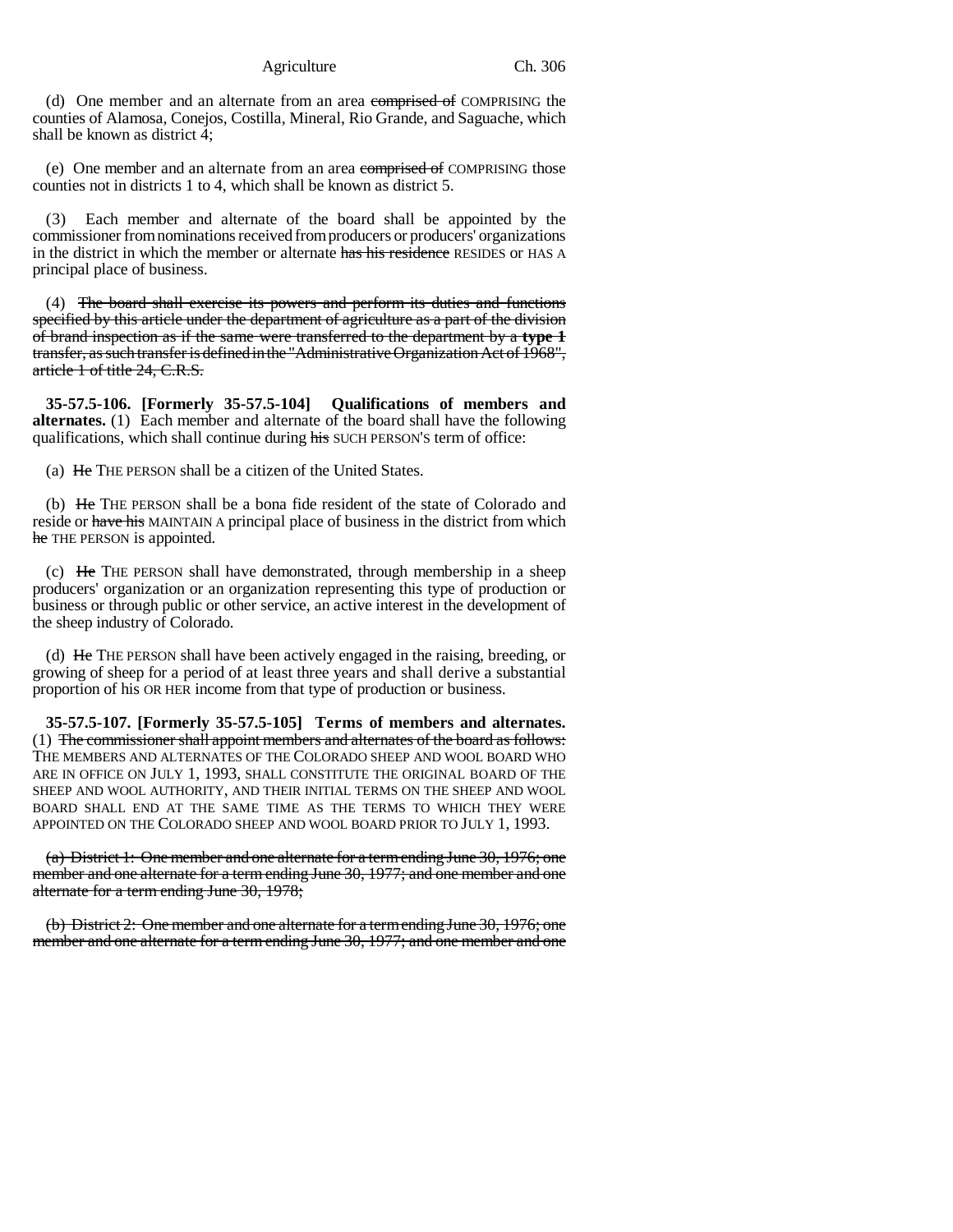(d) One member and an alternate from an area ~~comprised of~~ COMPRISING the counties of Alamosa, Conejos, Costilla, Mineral, Rio Grande, and Saguache, which shall be known as district 4;

(e) One member and an alternate from an area ~~comprised of~~ COMPRISING those counties not in districts 1 to 4, which shall be known as district 5.

(3) Each member and alternate of the board shall be appointed by the commissioner from nominations received from producers or producers' organizations in the district in which the member or alternate ~~has his residence~~ RESIDES or HAS A principal place of business.

(4) ~~The board shall exercise its powers and perform its duties and functions specified by this article under the department of agriculture as a part of the division of brand inspection as if the same were transferred to the department by a **type 1** transfer, as such transfer is defined in the "Administrative Organization Act of 1968", article 1 of title 24, C.R.S.~~

**35-57.5-106. [Formerly 35-57.5-104] Qualifications of members and alternates.** (1) Each member and alternate of the board shall have the following qualifications, which shall continue during ~~his~~ SUCH PERSON'S term of office:

(a) ~~He~~ THE PERSON shall be a citizen of the United States.

(b) ~~He~~ THE PERSON shall be a bona fide resident of the state of Colorado and reside or ~~have his~~ MAINTAIN A principal place of business in the district from which ~~he~~ THE PERSON is appointed.

(c) ~~He~~ THE PERSON shall have demonstrated, through membership in a sheep producers' organization or an organization representing this type of production or business or through public or other service, an active interest in the development of the sheep industry of Colorado.

(d) ~~He~~ THE PERSON shall have been actively engaged in the raising, breeding, or growing of sheep for a period of at least three years and shall derive a substantial proportion of his OR HER income from that type of production or business.

**35-57.5-107. [Formerly 35-57.5-105] Terms of members and alternates.** (1) ~~The commissioner shall appoint members and alternates of the board as follows:~~ THE MEMBERS AND ALTERNATES OF THE COLORADO SHEEP AND WOOL BOARD WHO ARE IN OFFICE ON JULY 1, 1993, SHALL CONSTITUTE THE ORIGINAL BOARD OF THE SHEEP AND WOOL AUTHORITY, AND THEIR INITIAL TERMS ON THE SHEEP AND WOOL BOARD SHALL END AT THE SAME TIME AS THE TERMS TO WHICH THEY WERE APPOINTED ON THE COLORADO SHEEP AND WOOL BOARD PRIOR TO JULY 1, 1993.

~~(a) District 1: One member and one alternate for a term ending June 30, 1976; one member and one alternate for a term ending June 30, 1977; and one member and one alternate for a term ending June 30, 1978;~~

~~(b) District 2: One member and one alternate for a term ending June 30, 1976; one member and one alternate for a term ending June 30, 1977; and one member and one~~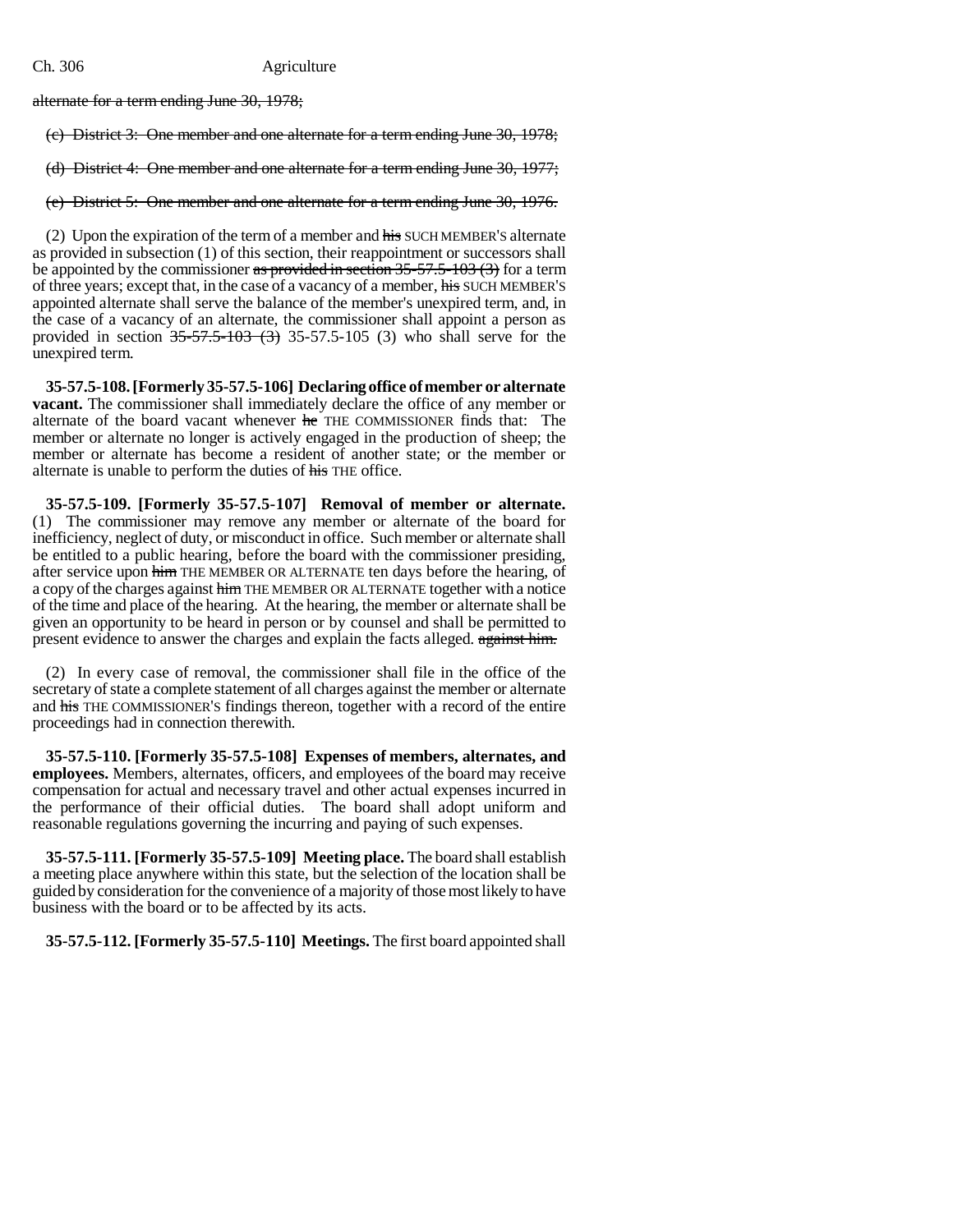alternate for a term ending June 30, 1978;

(c) District 3: One member and one alternate for a term ending June 30, 1978;

(d) District 4: One member and one alternate for a term ending June 30, 1977;

(e) District 5: One member and one alternate for a term ending June 30, 1976.

(2) Upon the expiration of the term of a member and his SUCH MEMBER'S alternate as provided in subsection (1) of this section, their reappointment or successors shall be appointed by the commissioner as provided in section 35-57.5-103 (3) for a term of three years; except that, in the case of a vacancy of a member, his SUCH MEMBER'S appointed alternate shall serve the balance of the member's unexpired term, and, in the case of a vacancy of an alternate, the commissioner shall appoint a person as provided in section 35-57.5-103 (3) 35-57.5-105 (3) who shall serve for the unexpired term.

**35-57.5-108. [Formerly 35-57.5-106] Declaring office of member or alternate vacant.** The commissioner shall immediately declare the office of any member or alternate of the board vacant whenever he THE COMMISSIONER finds that: The member or alternate no longer is actively engaged in the production of sheep; the member or alternate has become a resident of another state; or the member or alternate is unable to perform the duties of his THE office.

**35-57.5-109. [Formerly 35-57.5-107] Removal of member or alternate.** (1) The commissioner may remove any member or alternate of the board for inefficiency, neglect of duty, or misconduct in office. Such member or alternate shall be entitled to a public hearing, before the board with the commissioner presiding, after service upon him THE MEMBER OR ALTERNATE ten days before the hearing, of a copy of the charges against him THE MEMBER OR ALTERNATE together with a notice of the time and place of the hearing. At the hearing, the member or alternate shall be given an opportunity to be heard in person or by counsel and shall be permitted to present evidence to answer the charges and explain the facts alleged. against him.

(2) In every case of removal, the commissioner shall file in the office of the secretary of state a complete statement of all charges against the member or alternate and his THE COMMISSIONER'S findings thereon, together with a record of the entire proceedings had in connection therewith.

**35-57.5-110. [Formerly 35-57.5-108] Expenses of members, alternates, and employees.** Members, alternates, officers, and employees of the board may receive compensation for actual and necessary travel and other actual expenses incurred in the performance of their official duties. The board shall adopt uniform and reasonable regulations governing the incurring and paying of such expenses.

**35-57.5-111. [Formerly 35-57.5-109] Meeting place.** The board shall establish a meeting place anywhere within this state, but the selection of the location shall be guided by consideration for the convenience of a majority of those most likely to have business with the board or to be affected by its acts.

**35-57.5-112. [Formerly 35-57.5-110] Meetings.** The first board appointed shall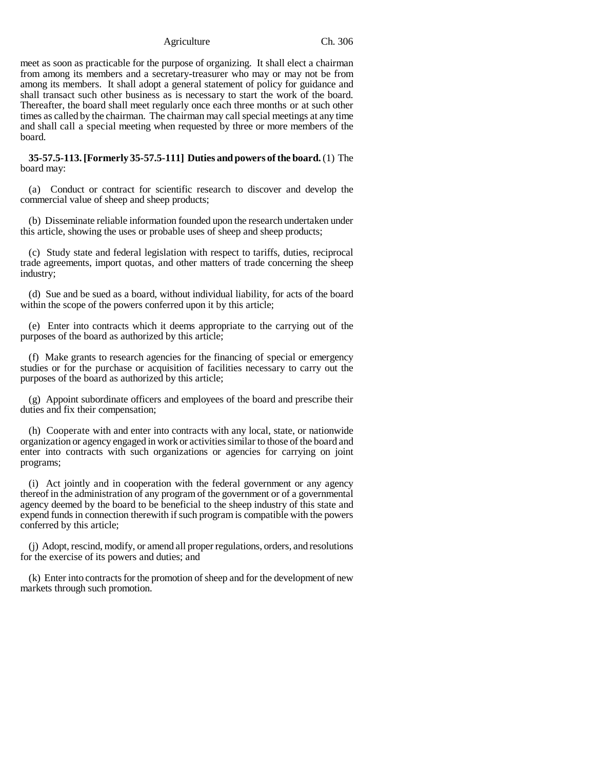meet as soon as practicable for the purpose of organizing. It shall elect a chairman from among its members and a secretary-treasurer who may or may not be from among its members. It shall adopt a general statement of policy for guidance and shall transact such other business as is necessary to start the work of the board. Thereafter, the board shall meet regularly once each three months or at such other times as called by the chairman. The chairman may call special meetings at any time and shall call a special meeting when requested by three or more members of the board.

**35-57.5-113. [Formerly 35-57.5-111] Duties and powers of the board.** (1) The board may:

(a) Conduct or contract for scientific research to discover and develop the commercial value of sheep and sheep products;

(b) Disseminate reliable information founded upon the research undertaken under this article, showing the uses or probable uses of sheep and sheep products;

(c) Study state and federal legislation with respect to tariffs, duties, reciprocal trade agreements, import quotas, and other matters of trade concerning the sheep industry;

(d) Sue and be sued as a board, without individual liability, for acts of the board within the scope of the powers conferred upon it by this article;

(e) Enter into contracts which it deems appropriate to the carrying out of the purposes of the board as authorized by this article;

(f) Make grants to research agencies for the financing of special or emergency studies or for the purchase or acquisition of facilities necessary to carry out the purposes of the board as authorized by this article;

(g) Appoint subordinate officers and employees of the board and prescribe their duties and fix their compensation;

(h) Cooperate with and enter into contracts with any local, state, or nationwide organization or agency engaged in work or activities similar to those of the board and enter into contracts with such organizations or agencies for carrying on joint programs;

(i) Act jointly and in cooperation with the federal government or any agency thereof in the administration of any program of the government or of a governmental agency deemed by the board to be beneficial to the sheep industry of this state and expend funds in connection therewith if such program is compatible with the powers conferred by this article;

(j) Adopt, rescind, modify, or amend all proper regulations, orders, and resolutions for the exercise of its powers and duties; and

(k) Enter into contracts for the promotion of sheep and for the development of new markets through such promotion.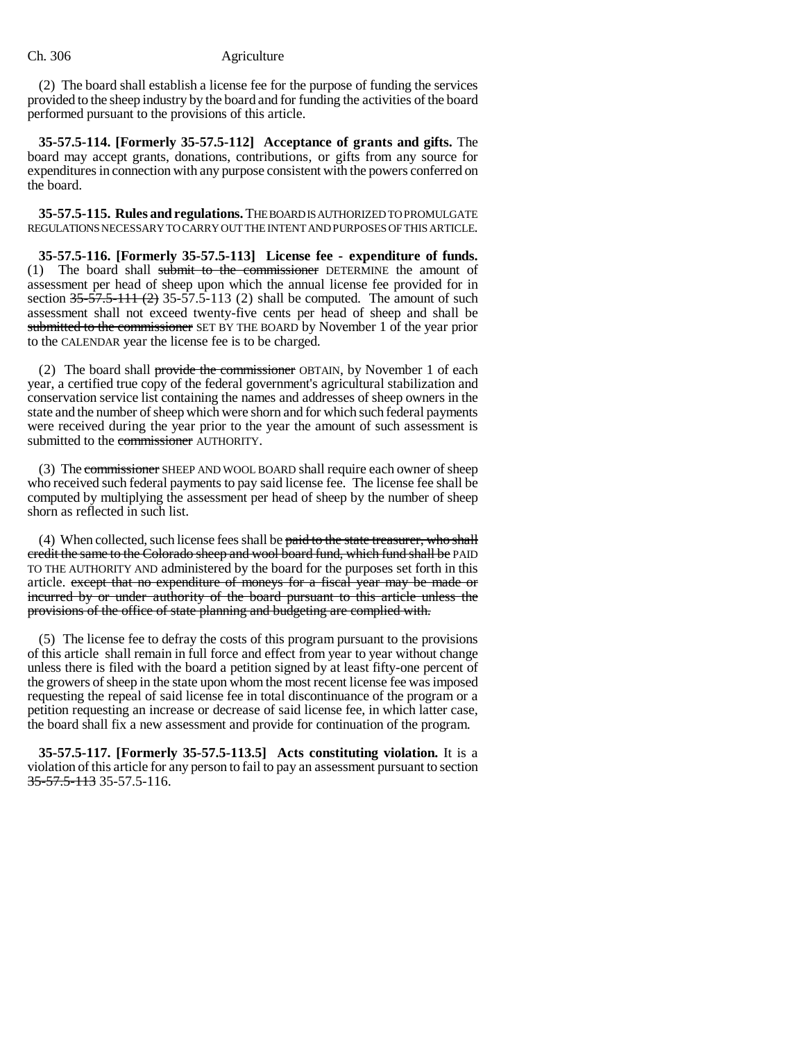(2) The board shall establish a license fee for the purpose of funding the services provided to the sheep industry by the board and for funding the activities of the board performed pursuant to the provisions of this article.

**35-57.5-114. [Formerly 35-57.5-112] Acceptance of grants and gifts.** The board may accept grants, donations, contributions, or gifts from any source for expenditures in connection with any purpose consistent with the powers conferred on the board.

**35-57.5-115. Rules and regulations.** THE BOARD IS AUTHORIZED TO PROMULGATE REGULATIONS NECESSARY TO CARRY OUT THE INTENT AND PURPOSES OF THIS ARTICLE.

**35-57.5-116. [Formerly 35-57.5-113] License fee - expenditure of funds.** (1) The board shall ~~submit to the commissioner~~ DETERMINE the amount of assessment per head of sheep upon which the annual license fee provided for in section ~~35-57.5-111 (2)~~ 35-57.5-113 (2) shall be computed. The amount of such assessment shall not exceed twenty-five cents per head of sheep and shall be ~~submitted to the commissioner~~ SET BY THE BOARD by November 1 of the year prior to the CALENDAR year the license fee is to be charged.

(2) The board shall ~~provide the commissioner~~ OBTAIN, by November 1 of each year, a certified true copy of the federal government's agricultural stabilization and conservation service list containing the names and addresses of sheep owners in the state and the number of sheep which were shorn and for which such federal payments were received during the year prior to the year the amount of such assessment is submitted to the ~~commissioner~~ AUTHORITY.

(3) The ~~commissioner~~ SHEEP AND WOOL BOARD shall require each owner of sheep who received such federal payments to pay said license fee. The license fee shall be computed by multiplying the assessment per head of sheep by the number of sheep shorn as reflected in such list.

(4) When collected, such license fees shall be ~~paid to the state treasurer, who shall credit the same to the Colorado sheep and wool board fund, which fund shall be~~ PAID TO THE AUTHORITY AND administered by the board for the purposes set forth in this article. ~~except that no expenditure of moneys for a fiscal year may be made or incurred by or under authority of the board pursuant to this article unless the provisions of the office of state planning and budgeting are complied with.~~

(5) The license fee to defray the costs of this program pursuant to the provisions of this article shall remain in full force and effect from year to year without change unless there is filed with the board a petition signed by at least fifty-one percent of the growers of sheep in the state upon whom the most recent license fee was imposed requesting the repeal of said license fee in total discontinuance of the program or a petition requesting an increase or decrease of said license fee, in which latter case, the board shall fix a new assessment and provide for continuation of the program.

**35-57.5-117. [Formerly 35-57.5-113.5] Acts constituting violation.** It is a violation of this article for any person to fail to pay an assessment pursuant to section ~~35-57.5-113~~ 35-57.5-116.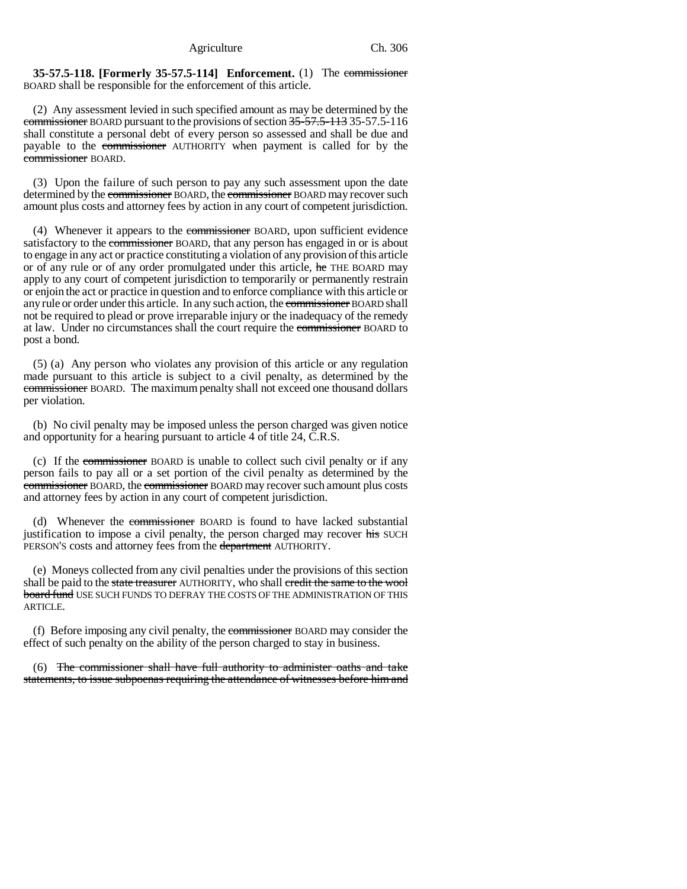**35-57.5-118. [Formerly 35-57.5-114] Enforcement.** (1) The ~~commissioner~~ BOARD shall be responsible for the enforcement of this article.

(2) Any assessment levied in such specified amount as may be determined by the ~~commissioner~~ BOARD pursuant to the provisions of section ~~35-57.5-113~~ 35-57.5-116 shall constitute a personal debt of every person so assessed and shall be due and payable to the ~~commissioner~~ AUTHORITY when payment is called for by the ~~commissioner~~ BOARD.

(3) Upon the failure of such person to pay any such assessment upon the date determined by the ~~commissioner~~ BOARD, the ~~commissioner~~ BOARD may recover such amount plus costs and attorney fees by action in any court of competent jurisdiction.

(4) Whenever it appears to the ~~commissioner~~ BOARD, upon sufficient evidence satisfactory to the ~~commissioner~~ BOARD, that any person has engaged in or is about to engage in any act or practice constituting a violation of any provision of this article or of any rule or of any order promulgated under this article, ~~he~~ THE BOARD may apply to any court of competent jurisdiction to temporarily or permanently restrain or enjoin the act or practice in question and to enforce compliance with this article or any rule or order under this article. In any such action, the ~~commissioner~~ BOARD shall not be required to plead or prove irreparable injury or the inadequacy of the remedy at law. Under no circumstances shall the court require the ~~commissioner~~ BOARD to post a bond.

(5) (a) Any person who violates any provision of this article or any regulation made pursuant to this article is subject to a civil penalty, as determined by the ~~commissioner~~ BOARD. The maximum penalty shall not exceed one thousand dollars per violation.

(b) No civil penalty may be imposed unless the person charged was given notice and opportunity for a hearing pursuant to article 4 of title 24, C.R.S.

(c) If the ~~commissioner~~ BOARD is unable to collect such civil penalty or if any person fails to pay all or a set portion of the civil penalty as determined by the ~~commissioner~~ BOARD, the ~~commissioner~~ BOARD may recover such amount plus costs and attorney fees by action in any court of competent jurisdiction.

(d) Whenever the ~~commissioner~~ BOARD is found to have lacked substantial justification to impose a civil penalty, the person charged may recover ~~his~~ SUCH PERSON'S costs and attorney fees from the ~~department~~ AUTHORITY.

(e) Moneys collected from any civil penalties under the provisions of this section shall be paid to the ~~state treasurer~~ AUTHORITY, who shall ~~credit the same to the wool board fund~~ USE SUCH FUNDS TO DEFRAY THE COSTS OF THE ADMINISTRATION OF THIS ARTICLE.

(f) Before imposing any civil penalty, the ~~commissioner~~ BOARD may consider the effect of such penalty on the ability of the person charged to stay in business.

(6) ~~The commissioner shall have full authority to administer oaths and take statements, to issue subpoenas requiring the attendance of witnesses before him and~~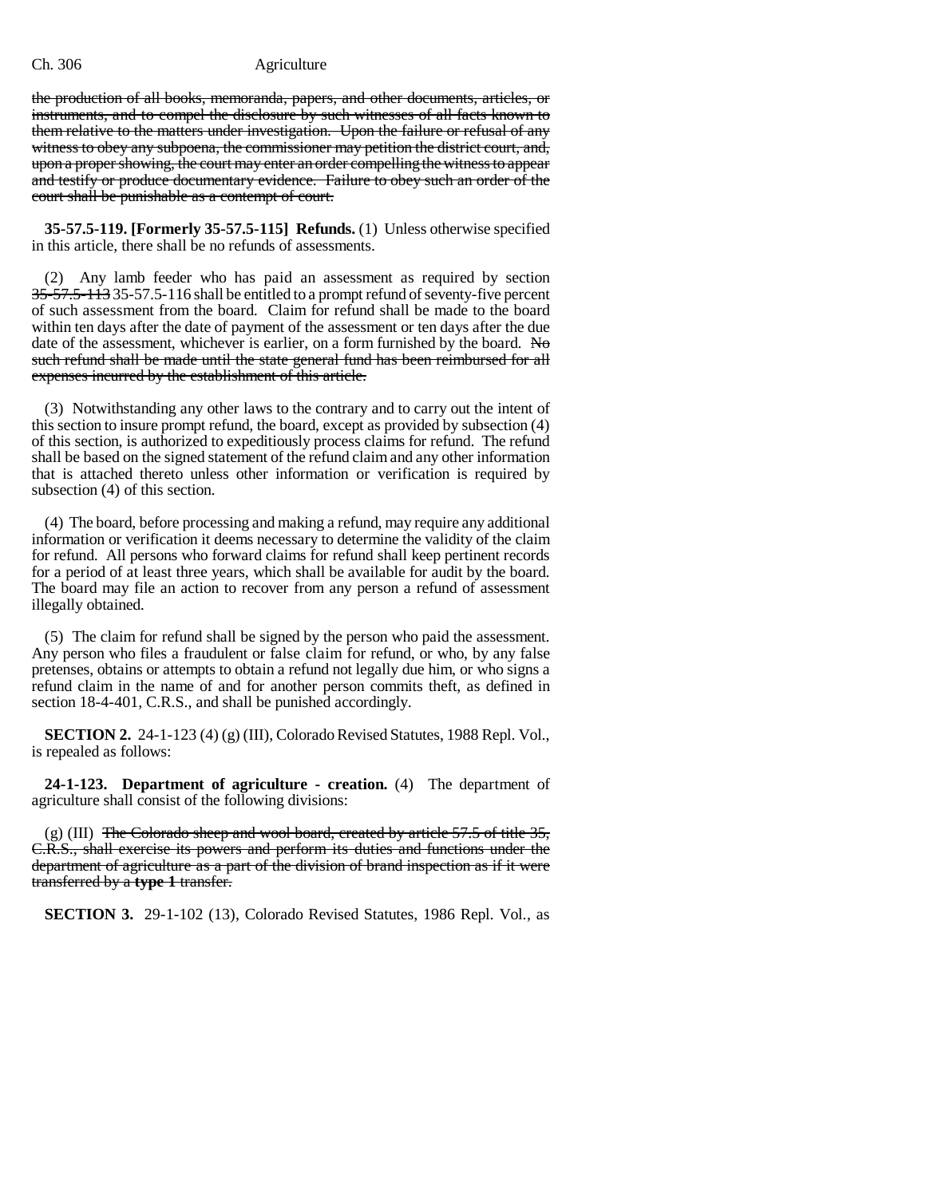the production of all books, memoranda, papers, and other documents, articles, or instruments, and to compel the disclosure by such witnesses of all facts known to them relative to the matters under investigation. Upon the failure or refusal of any witness to obey any subpoena, the commissioner may petition the district court, and, upon a proper showing, the court may enter an order compelling the witness to appear and testify or produce documentary evidence. Failure to obey such an order of the court shall be punishable as a contempt of court.

**35-57.5-119. [Formerly 35-57.5-115] Refunds.** (1) Unless otherwise specified in this article, there shall be no refunds of assessments.

(2) Any lamb feeder who has paid an assessment as required by section 35-57.5-113 35-57.5-116 shall be entitled to a prompt refund of seventy-five percent of such assessment from the board. Claim for refund shall be made to the board within ten days after the date of payment of the assessment or ten days after the due date of the assessment, whichever is earlier, on a form furnished by the board. No such refund shall be made until the state general fund has been reimbursed for all expenses incurred by the establishment of this article.

(3) Notwithstanding any other laws to the contrary and to carry out the intent of this section to insure prompt refund, the board, except as provided by subsection (4) of this section, is authorized to expeditiously process claims for refund. The refund shall be based on the signed statement of the refund claim and any other information that is attached thereto unless other information or verification is required by subsection (4) of this section.

(4) The board, before processing and making a refund, may require any additional information or verification it deems necessary to determine the validity of the claim for refund. All persons who forward claims for refund shall keep pertinent records for a period of at least three years, which shall be available for audit by the board. The board may file an action to recover from any person a refund of assessment illegally obtained.

(5) The claim for refund shall be signed by the person who paid the assessment. Any person who files a fraudulent or false claim for refund, or who, by any false pretenses, obtains or attempts to obtain a refund not legally due him, or who signs a refund claim in the name of and for another person commits theft, as defined in section 18-4-401, C.R.S., and shall be punished accordingly.

**SECTION 2.** 24-1-123 (4) (g) (III), Colorado Revised Statutes, 1988 Repl. Vol., is repealed as follows:

**24-1-123. Department of agriculture - creation.** (4) The department of agriculture shall consist of the following divisions:

(g) (III) The Colorado sheep and wool board, created by article 57.5 of title 35, C.R.S., shall exercise its powers and perform its duties and functions under the department of agriculture as a part of the division of brand inspection as if it were transferred by a **type 1** transfer.

**SECTION 3.** 29-1-102 (13), Colorado Revised Statutes, 1986 Repl. Vol., as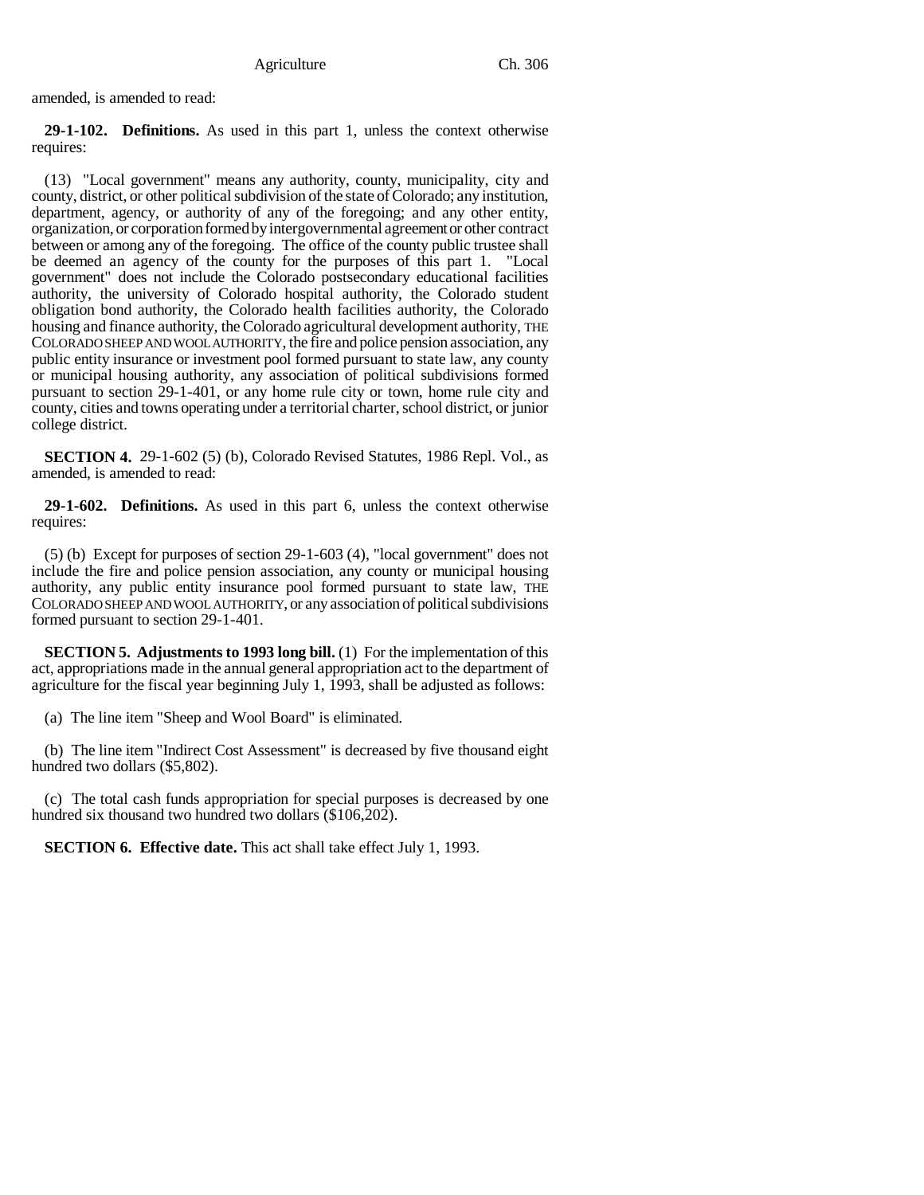amended, is amended to read:

**29-1-102. Definitions.** As used in this part 1, unless the context otherwise requires:

(13) "Local government" means any authority, county, municipality, city and county, district, or other political subdivision of the state of Colorado; any institution, department, agency, or authority of any of the foregoing; and any other entity, organization, or corporation formed by intergovernmental agreement or other contract between or among any of the foregoing. The office of the county public trustee shall be deemed an agency of the county for the purposes of this part 1. "Local government" does not include the Colorado postsecondary educational facilities authority, the university of Colorado hospital authority, the Colorado student obligation bond authority, the Colorado health facilities authority, the Colorado housing and finance authority, the Colorado agricultural development authority, THE COLORADO SHEEP AND WOOL AUTHORITY, the fire and police pension association, any public entity insurance or investment pool formed pursuant to state law, any county or municipal housing authority, any association of political subdivisions formed pursuant to section 29-1-401, or any home rule city or town, home rule city and county, cities and towns operating under a territorial charter, school district, or junior college district.

**SECTION 4.** 29-1-602 (5) (b), Colorado Revised Statutes, 1986 Repl. Vol., as amended, is amended to read:

**29-1-602. Definitions.** As used in this part 6, unless the context otherwise requires:

(5) (b) Except for purposes of section 29-1-603 (4), "local government" does not include the fire and police pension association, any county or municipal housing authority, any public entity insurance pool formed pursuant to state law, THE COLORADO SHEEP AND WOOL AUTHORITY, or any association of political subdivisions formed pursuant to section 29-1-401.

**SECTION 5. Adjustments to 1993 long bill.** (1) For the implementation of this act, appropriations made in the annual general appropriation act to the department of agriculture for the fiscal year beginning July 1, 1993, shall be adjusted as follows:

(a) The line item "Sheep and Wool Board" is eliminated.

(b) The line item "Indirect Cost Assessment" is decreased by five thousand eight hundred two dollars ($5,802).

(c) The total cash funds appropriation for special purposes is decreased by one hundred six thousand two hundred two dollars ($106,202).

**SECTION 6. Effective date.** This act shall take effect July 1, 1993.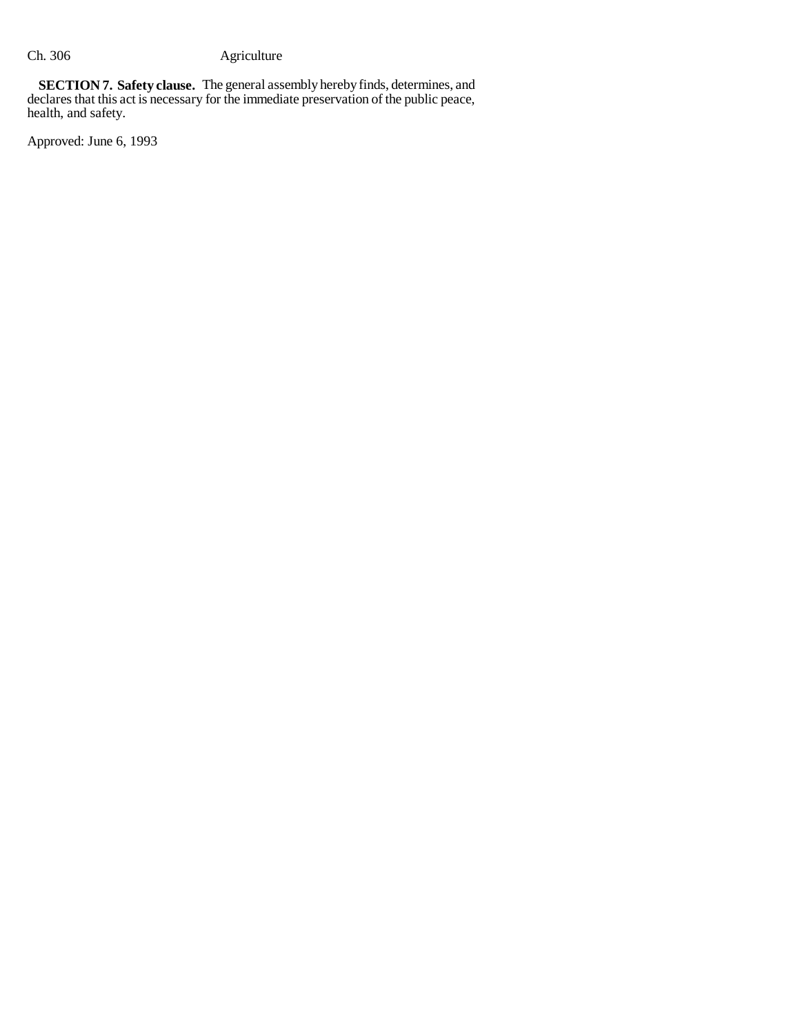**SECTION 7. Safety clause.** The general assembly hereby finds, determines, and declares that this act is necessary for the immediate preservation of the public peace, health, and safety.

Approved: June 6, 1993